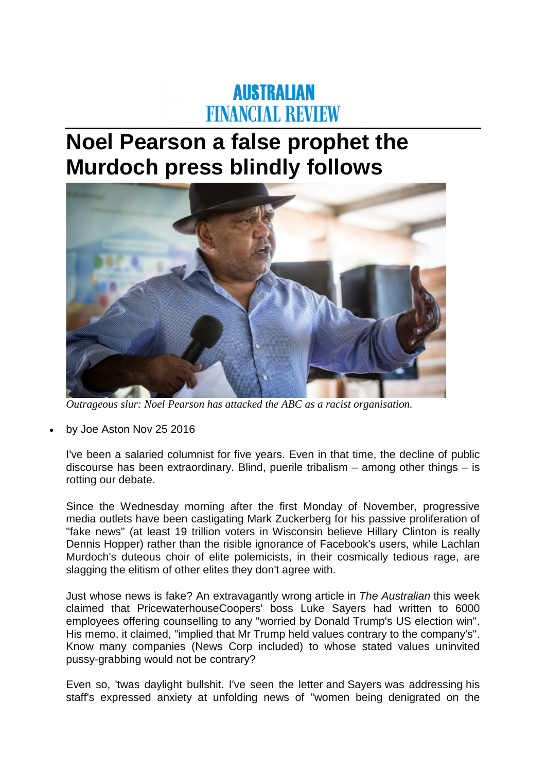AUSTRALIAN FINANCIAL REVIEW

# Noel Pearson a false prophet the Murdoch press blindly follows

*Outrageous slur: Noel Pearson has attacked the ABC as a racist organisation.*

- by Joe Aston Nov 25 2016

I've been a salaried columnist for five years. Even in that time, the decline of public discourse has been extraordinary. Blind, puerile tribalism – among other things – is rotting our debate.

Since the Wednesday morning after the first Monday of November, progressive media outlets have been castigating Mark Zuckerberg for his passive proliferation of "fake news" (at least 19 trillion voters in Wisconsin believe Hillary Clinton is really Dennis Hopper) rather than the risible ignorance of Facebook's users, while Lachlan Murdoch's duteous choir of elite polemicists, in their cosmically tedious rage, are slagging the elitism of other elites they don't agree with.

Just whose news is fake? An extravagantly wrong article in *The Australian* this week claimed that PricewaterhouseCoopers' boss Luke Sayers had written to 6000 employees offering counselling to any "worried by Donald Trump's US election win". His memo, it claimed, "implied that Mr Trump held values contrary to the company's". Know many companies (News Corp included) to whose stated values uninvited pussy-grabbing would not be contrary?

Even so, 'twas daylight bullshit. I've seen the letter and Sayers was addressing his staff's expressed anxiety at unfolding news of "women being denigrated on the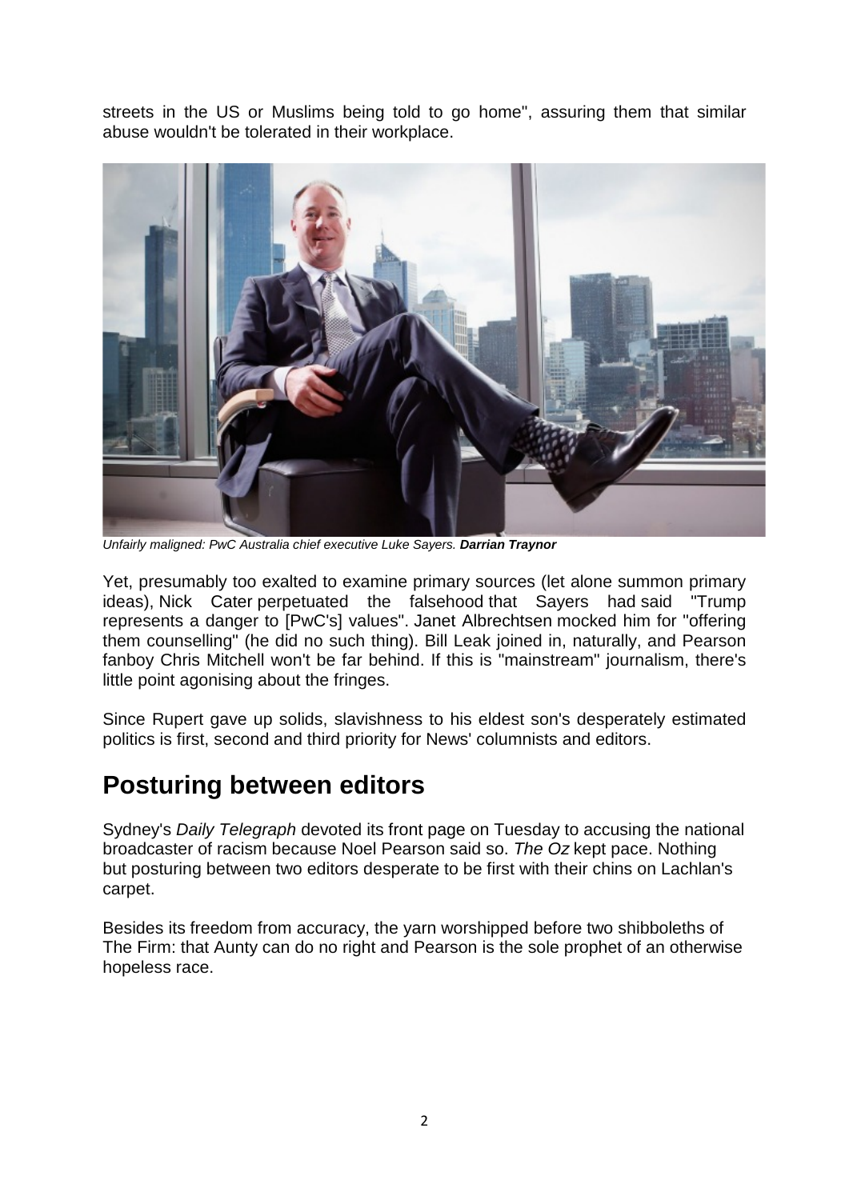streets in the US or Muslims being told to go home", assuring them that similar abuse wouldn't be tolerated in their workplace.

*Unfairly maligned: PwC Australia chief executive Luke Sayers.* ***Darrian Traynor***

Yet, presumably too exalted to examine primary sources (let alone summon primary ideas), Nick Cater perpetuated the falsehood that Sayers had said "Trump represents a danger to [PwC's] values". Janet Albrechtsen mocked him for "offering them counselling" (he did no such thing). Bill Leak joined in, naturally, and Pearson fanboy Chris Mitchell won't be far behind. If this is "mainstream" journalism, there's little point agonising about the fringes.

Since Rupert gave up solids, slavishness to his eldest son's desperately estimated politics is first, second and third priority for News' columnists and editors.

## Posturing between editors

Sydney's *Daily Telegraph* devoted its front page on Tuesday to accusing the national broadcaster of racism because Noel Pearson said so. *The Oz* kept pace. Nothing but posturing between two editors desperate to be first with their chins on Lachlan's carpet.

Besides its freedom from accuracy, the yarn worshipped before two shibboleths of The Firm: that Aunty can do no right and Pearson is the sole prophet of an otherwise hopeless race.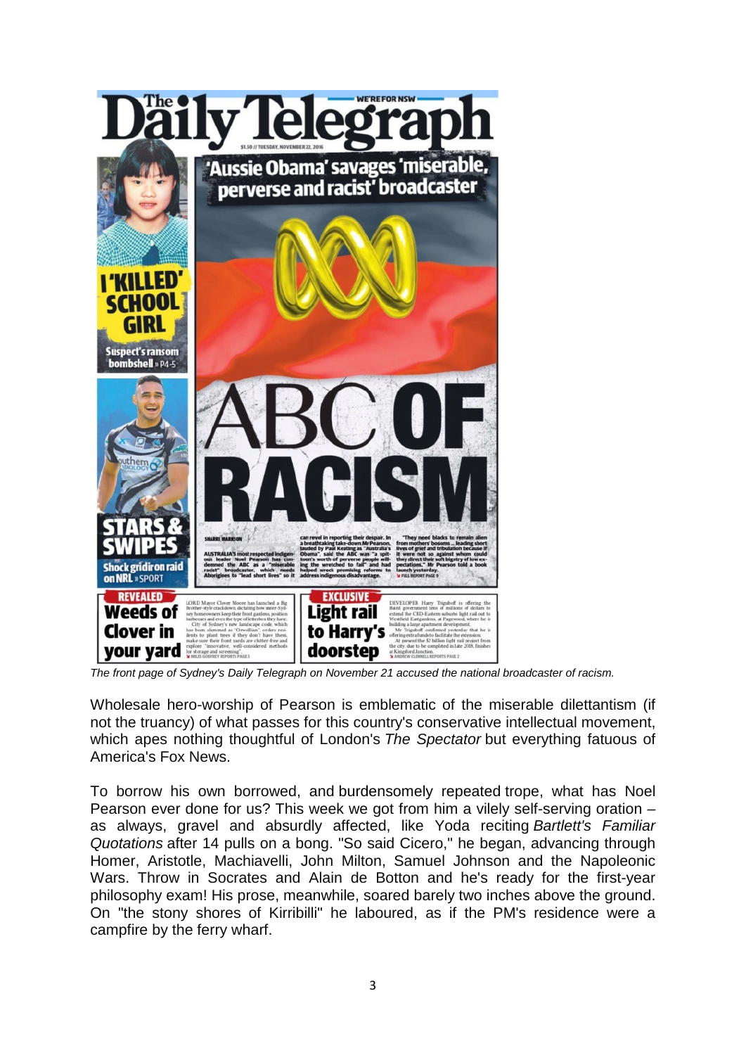*The front page of Sydney's Daily Telegraph on November 21 accused the national broadcaster of racism.*

Wholesale hero-worship of Pearson is emblematic of the miserable dilettantism (if not the truancy) of what passes for this country's conservative intellectual movement, which apes nothing thoughtful of London's *The Spectator* but everything fatuous of America's Fox News.

To borrow his own borrowed, and burdensomely repeated trope, what has Noel Pearson ever done for us? This week we got from him a vilely self-serving oration – as always, gravel and absurdly affected, like Yoda reciting *Bartlett's Familiar Quotations* after 14 pulls on a bong. "So said Cicero," he began, advancing through Homer, Aristotle, Machiavelli, John Milton, Samuel Johnson and the Napoleonic Wars. Throw in Socrates and Alain de Botton and he's ready for the first-year philosophy exam! His prose, meanwhile, soared barely two inches above the ground. On "the stony shores of Kirribilli" he laboured, as if the PM's residence were a campfire by the ferry wharf.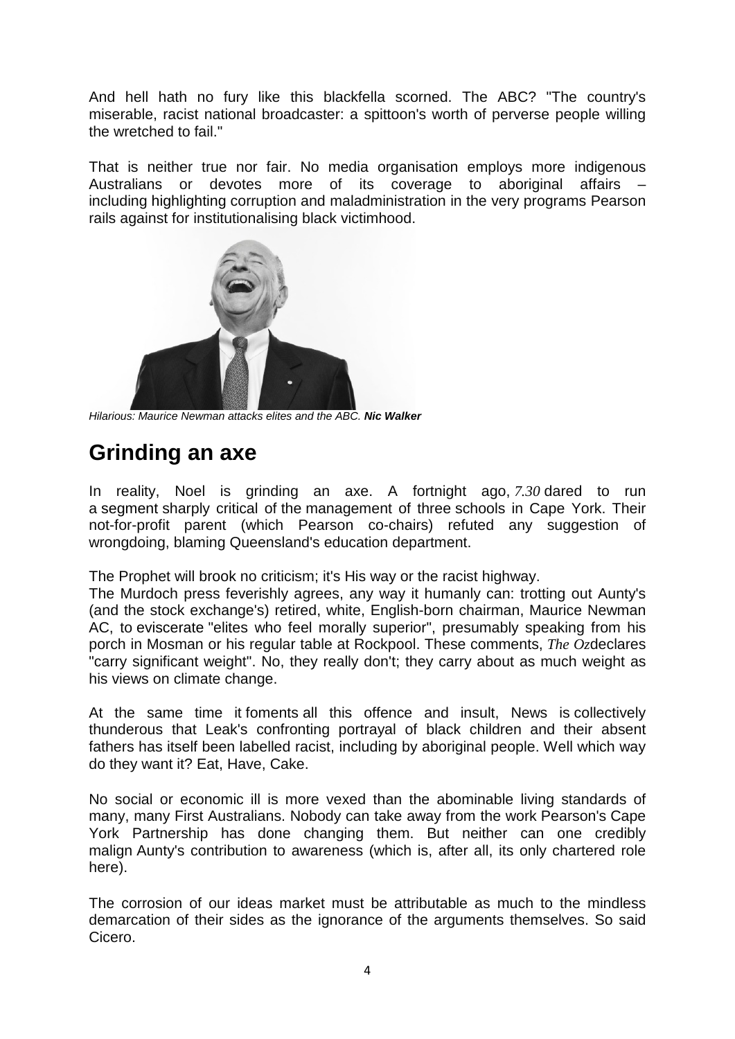And hell hath no fury like this blackfella scorned. The ABC? "The country's miserable, racist national broadcaster: a spittoon's worth of perverse people willing the wretched to fail."

That is neither true nor fair. No media organisation employs more indigenous Australians or devotes more of its coverage to aboriginal affairs – including highlighting corruption and maladministration in the very programs Pearson rails against for institutionalising black victimhood.

*Hilarious: Maurice Newman attacks elites and the ABC.* ***Nic Walker***

## Grinding an axe

In reality, Noel is grinding an axe. A fortnight ago, *7.30* dared to run a segment sharply critical of the management of three schools in Cape York. Their not-for-profit parent (which Pearson co-chairs) refuted any suggestion of wrongdoing, blaming Queensland's education department.

The Prophet will brook no criticism; it's His way or the racist highway.

The Murdoch press feverishly agrees, any way it humanly can: trotting out Aunty's (and the stock exchange's) retired, white, English-born chairman, Maurice Newman AC, to eviscerate "elites who feel morally superior", presumably speaking from his porch in Mosman or his regular table at Rockpool. These comments, *The Oz*declares "carry significant weight". No, they really don't; they carry about as much weight as his views on climate change.

At the same time it foments all this offence and insult, News is collectively thunderous that Leak's confronting portrayal of black children and their absent fathers has itself been labelled racist, including by aboriginal people. Well which way do they want it? Eat, Have, Cake.

No social or economic ill is more vexed than the abominable living standards of many, many First Australians. Nobody can take away from the work Pearson's Cape York Partnership has done changing them. But neither can one credibly malign Aunty's contribution to awareness (which is, after all, its only chartered role here).

The corrosion of our ideas market must be attributable as much to the mindless demarcation of their sides as the ignorance of the arguments themselves. So said Cicero.